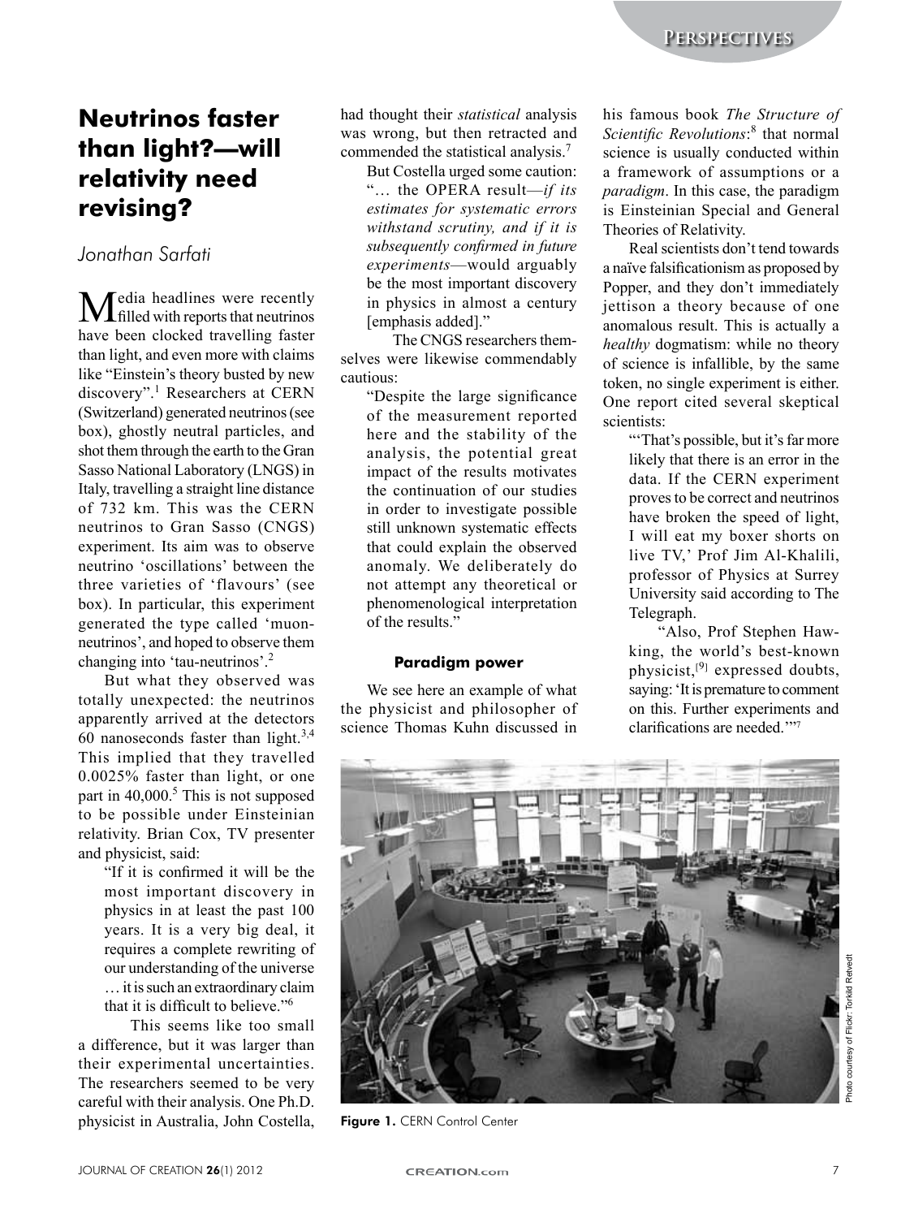# Neutrinos faster than light?—will relativity need revising?

*Jonathan Sarfati*

Media headlines were recently filled with reports that neutrinos have been clocked travelling faster than light, and even more with claims like "Einstein's theory busted by new discovery".[1] Researchers at CERN (Switzerland) generated neutrinos (see box), ghostly neutral particles, and shot them through the earth to the Gran Sasso National Laboratory (LNGS) in Italy, travelling a straight line distance of 732 km. This was the CERN neutrinos to Gran Sasso (CNGS) experiment. Its aim was to observe neutrino 'oscillations' between the three varieties of 'flavours' (see box). In particular, this experiment generated the type called 'muon-neutrinos', and hoped to observe them changing into 'tau-neutrinos'.[2]

But what they observed was totally unexpected: the neutrinos apparently arrived at the detectors 60 nanoseconds faster than light.[3,4] This implied that they travelled 0.0025% faster than light, or one part in 40,000.[5] This is not supposed to be possible under Einsteinian relativity. Brian Cox, TV presenter and physicist, said:

> "If it is confirmed it will be the most important discovery in physics in at least the past 100 years. It is a very big deal, it requires a complete rewriting of our understanding of the universe … it is such an extraordinary claim that it is difficult to believe."[6]

This seems like too small a difference, but it was larger than their experimental uncertainties. The researchers seemed to be very careful with their analysis. One Ph.D. physicist in Australia, John Costella, had thought their *statistical* analysis was wrong, but then retracted and commended the statistical analysis.[7]

But Costella urged some caution:

> "… the OPERA result—*if its estimates for systematic errors withstand scrutiny, and if it is subsequently confirmed in future experiments*—would arguably be the most important discovery in physics in almost a century [emphasis added]."

The CNGS researchers themselves were likewise commendably cautious:

> "Despite the large significance of the measurement reported here and the stability of the analysis, the potential great impact of the results motivates the continuation of our studies in order to investigate possible still unknown systematic effects that could explain the observed anomaly. We deliberately do not attempt any theoretical or phenomenological interpretation of the results."

### Paradigm power

We see here an example of what the physicist and philosopher of science Thomas Kuhn discussed in his famous book *The Structure of Scientific Revolutions*:[8] that normal science is usually conducted within a framework of assumptions or a *paradigm*. In this case, the paradigm is Einsteinian Special and General Theories of Relativity.

Real scientists don't tend towards a naïve falsificationism as proposed by Popper, and they don't immediately jettison a theory because of one anomalous result. This is actually a *healthy* dogmatism: while no theory of science is infallible, by the same token, no single experiment is either. One report cited several skeptical scientists:

> "'That's possible, but it's far more likely that there is an error in the data. If the CERN experiment proves to be correct and neutrinos have broken the speed of light, I will eat my boxer shorts on live TV,' Prof Jim Al-Khalili, professor of Physics at Surrey University said according to The Telegraph.
>
> "Also, Prof Stephen Hawking, the world's best-known physicist,[9] expressed doubts, saying: 'It is premature to comment on this. Further experiments and clarifications are needed.'"[7]

Photo courtesy of Flickr: Torkild Retvedt

**Figure 1.** CERN Control Center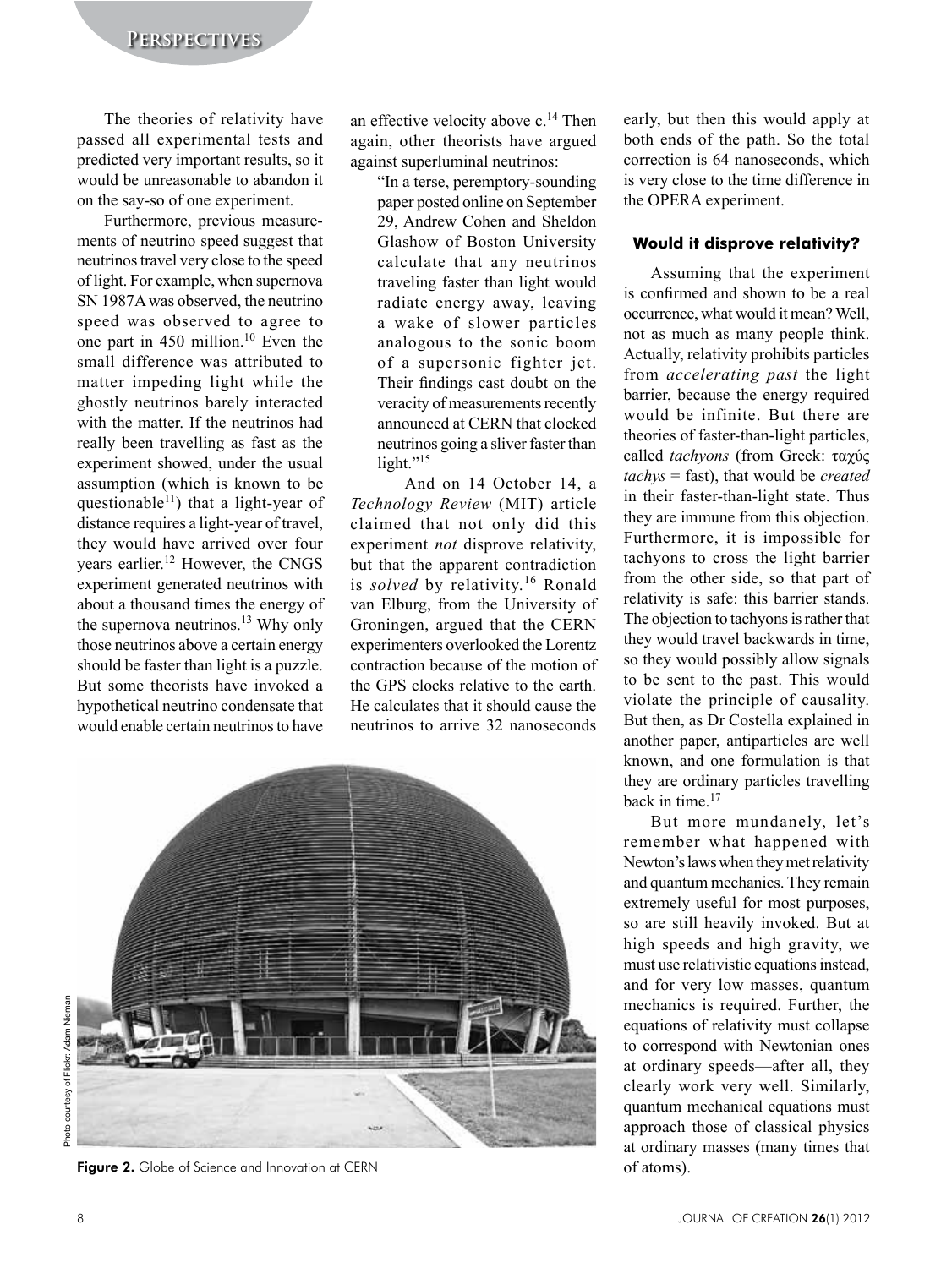The theories of relativity have passed all experimental tests and predicted very important results, so it would be unreasonable to abandon it on the say-so of one experiment.

Furthermore, previous measurements of neutrino speed suggest that neutrinos travel very close to the speed of light. For example, when supernova SN 1987A was observed, the neutrino speed was observed to agree to one part in 450 million.[10] Even the small difference was attributed to matter impeding light while the ghostly neutrinos barely interacted with the matter. If the neutrinos had really been travelling as fast as the experiment showed, under the usual assumption (which is known to be questionable[11]) that a light-year of distance requires a light-year of travel, they would have arrived over four years earlier.[12] However, the CNGS experiment generated neutrinos with about a thousand times the energy of the supernova neutrinos.[13] Why only those neutrinos above a certain energy should be faster than light is a puzzle. But some theorists have invoked a hypothetical neutrino condensate that would enable certain neutrinos to have an effective velocity above c.[14] Then again, other theorists have argued against superluminal neutrinos:

> "In a terse, peremptory-sounding paper posted online on September 29, Andrew Cohen and Sheldon Glashow of Boston University calculate that any neutrinos traveling faster than light would radiate energy away, leaving a wake of slower particles analogous to the sonic boom of a supersonic fighter jet. Their findings cast doubt on the veracity of measurements recently announced at CERN that clocked neutrinos going a sliver faster than light."[15]

And on 14 October 14, a *Technology Review* (MIT) article claimed that not only did this experiment *not* disprove relativity, but that the apparent contradiction is *solved* by relativity.[16] Ronald van Elburg, from the University of Groningen, argued that the CERN experimenters overlooked the Lorentz contraction because of the motion of the GPS clocks relative to the earth. He calculates that it should cause the neutrinos to arrive 32 nanoseconds early, but then this would apply at both ends of the path. So the total correction is 64 nanoseconds, which is very close to the time difference in the OPERA experiment.

Photo courtesy of Flickr: Adam Nieman

**Figure 2.** Globe of Science and Innovation at CERN

### Would it disprove relativity?

Assuming that the experiment is confirmed and shown to be a real occurrence, what would it mean? Well, not as much as many people think. Actually, relativity prohibits particles from *accelerating past* the light barrier, because the energy required would be infinite. But there are theories of faster-than-light particles, called *tachyons* (from Greek: ταχύς *tachys* = fast), that would be *created* in their faster-than-light state. Thus they are immune from this objection. Furthermore, it is impossible for tachyons to cross the light barrier from the other side, so that part of relativity is safe: this barrier stands. The objection to tachyons is rather that they would travel backwards in time, so they would possibly allow signals to be sent to the past. This would violate the principle of causality. But then, as Dr Costella explained in another paper, antiparticles are well known, and one formulation is that they are ordinary particles travelling back in time.[17]

But more mundanely, let's remember what happened with Newton's laws when they met relativity and quantum mechanics. They remain extremely useful for most purposes, so are still heavily invoked. But at high speeds and high gravity, we must use relativistic equations instead, and for very low masses, quantum mechanics is required. Further, the equations of relativity must collapse to correspond with Newtonian ones at ordinary speeds—after all, they clearly work very well. Similarly, quantum mechanical equations must approach those of classical physics at ordinary masses (many times that of atoms).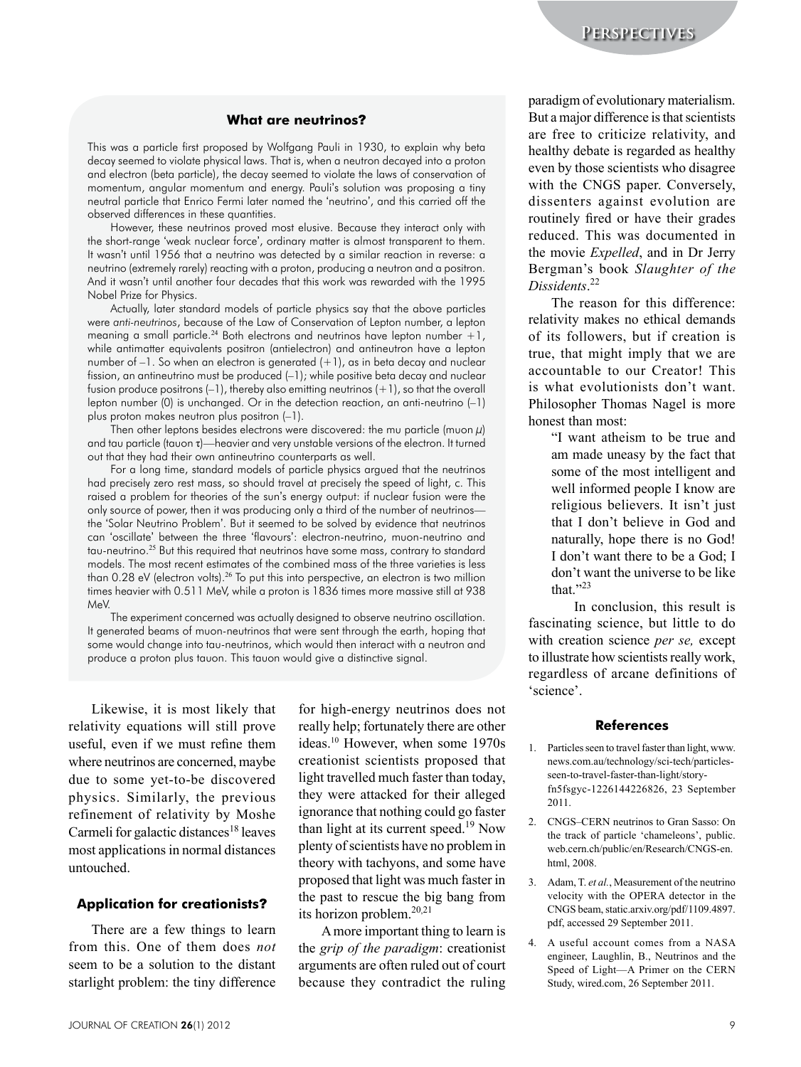### What are neutrinos?

This was a particle first proposed by Wolfgang Pauli in 1930, to explain why beta decay seemed to violate physical laws. That is, when a neutron decayed into a proton and electron (beta particle), the decay seemed to violate the laws of conservation of momentum, angular momentum and energy. Pauli's solution was proposing a tiny neutral particle that Enrico Fermi later named the 'neutrino', and this carried off the observed differences in these quantities.

However, these neutrinos proved most elusive. Because they interact only with the short-range 'weak nuclear force', ordinary matter is almost transparent to them. It wasn't until 1956 that a neutrino was detected by a similar reaction in reverse: a neutrino (extremely rarely) reacting with a proton, producing a neutron and a positron. And it wasn't until another four decades that this work was rewarded with the 1995 Nobel Prize for Physics.

Actually, later standard models of particle physics say that the above particles were *anti-neutrinos*, because of the Law of Conservation of Lepton number, a lepton meaning a small particle.[24] Both electrons and neutrinos have lepton number +1, while antimatter equivalents positron (antielectron) and antineutron have a lepton number of –1. So when an electron is generated (+1), as in beta decay and nuclear fission, an antineutrino must be produced (–1); while positive beta decay and nuclear fusion produce positrons (–1), thereby also emitting neutrinos (+1), so that the overall lepton number (0) is unchanged. Or in the detection reaction, an anti-neutrino (–1) plus proton makes neutron plus positron (–1).

Then other leptons besides electrons were discovered: the mu particle (muon $\mu$) and tau particle (tauon $\tau$)—heavier and very unstable versions of the electron. It turned out that they had their own antineutrino counterparts as well.

For a long time, standard models of particle physics argued that the neutrinos had precisely zero rest mass, so should travel at precisely the speed of light, c. This raised a problem for theories of the sun's energy output: if nuclear fusion were the only source of power, then it was producing only a third of the number of neutrinos—the 'Solar Neutrino Problem'. But it seemed to be solved by evidence that neutrinos can 'oscillate' between the three 'flavours': electron-neutrino, muon-neutrino and tau-neutrino.[25] But this required that neutrinos have some mass, contrary to standard models. The most recent estimates of the combined mass of the three varieties is less than 0.28 eV (electron volts).[26] To put this into perspective, an electron is two million times heavier with 0.511 MeV, while a proton is 1836 times more massive still at 938 MeV.

The experiment concerned was actually designed to observe neutrino oscillation. It generated beams of muon-neutrinos that were sent through the earth, hoping that some would change into tau-neutrinos, which would then interact with a neutron and produce a proton plus tauon. This tauon would give a distinctive signal.

Likewise, it is most likely that relativity equations will still prove useful, even if we must refine them where neutrinos are concerned, maybe due to some yet-to-be discovered physics. Similarly, the previous refinement of relativity by Moshe Carmeli for galactic distances[18] leaves most applications in normal distances untouched.

## Application for creationists?

There are a few things to learn from this. One of them does *not* seem to be a solution to the distant starlight problem: the tiny difference for high-energy neutrinos does not really help; fortunately there are other ideas.[10] However, when some 1970s creationist scientists proposed that light travelled much faster than today, they were attacked for their alleged ignorance that nothing could go faster than light at its current speed.[19] Now plenty of scientists have no problem in theory with tachyons, and some have proposed that light was much faster in the past to rescue the big bang from its horizon problem.[20,21]

A more important thing to learn is the *grip of the paradigm*: creationist arguments are often ruled out of court because they contradict the ruling paradigm of evolutionary materialism. But a major difference is that scientists are free to criticize relativity, and healthy debate is regarded as healthy even by those scientists who disagree with the CNGS paper. Conversely, dissenters against evolution are routinely fired or have their grades reduced. This was documented in the movie *Expelled*, and in Dr Jerry Bergman's book *Slaughter of the Dissidents*.[22]

The reason for this difference: relativity makes no ethical demands of its followers, but if creation is true, that might imply that we are accountable to our Creator! This is what evolutionists don't want. Philosopher Thomas Nagel is more honest than most:

> "I want atheism to be true and am made uneasy by the fact that some of the most intelligent and well informed people I know are religious believers. It isn't just that I don't believe in God and naturally, hope there is no God! I don't want there to be a God; I don't want the universe to be like that."[23]

In conclusion, this result is fascinating science, but little to do with creation science *per se,* except to illustrate how scientists really work, regardless of arcane definitions of 'science'.

## References

1. Particles seen to travel faster than light, www.news.com.au/technology/sci-tech/particles-seen-to-travel-faster-than-light/story-fn5fsgyc-1226144226826, 23 September 2011.
2. CNGS–CERN neutrinos to Gran Sasso: On the track of particle 'chameleons', public.web.cern.ch/public/en/Research/CNGS-en.html, 2008.
3. Adam, T. *et al.*, Measurement of the neutrino velocity with the OPERA detector in the CNGS beam, static.arxiv.org/pdf/1109.4897.pdf, accessed 29 September 2011.
4. A useful account comes from a NASA engineer, Laughlin, B., Neutrinos and the Speed of Light—A Primer on the CERN Study, wired.com, 26 September 2011.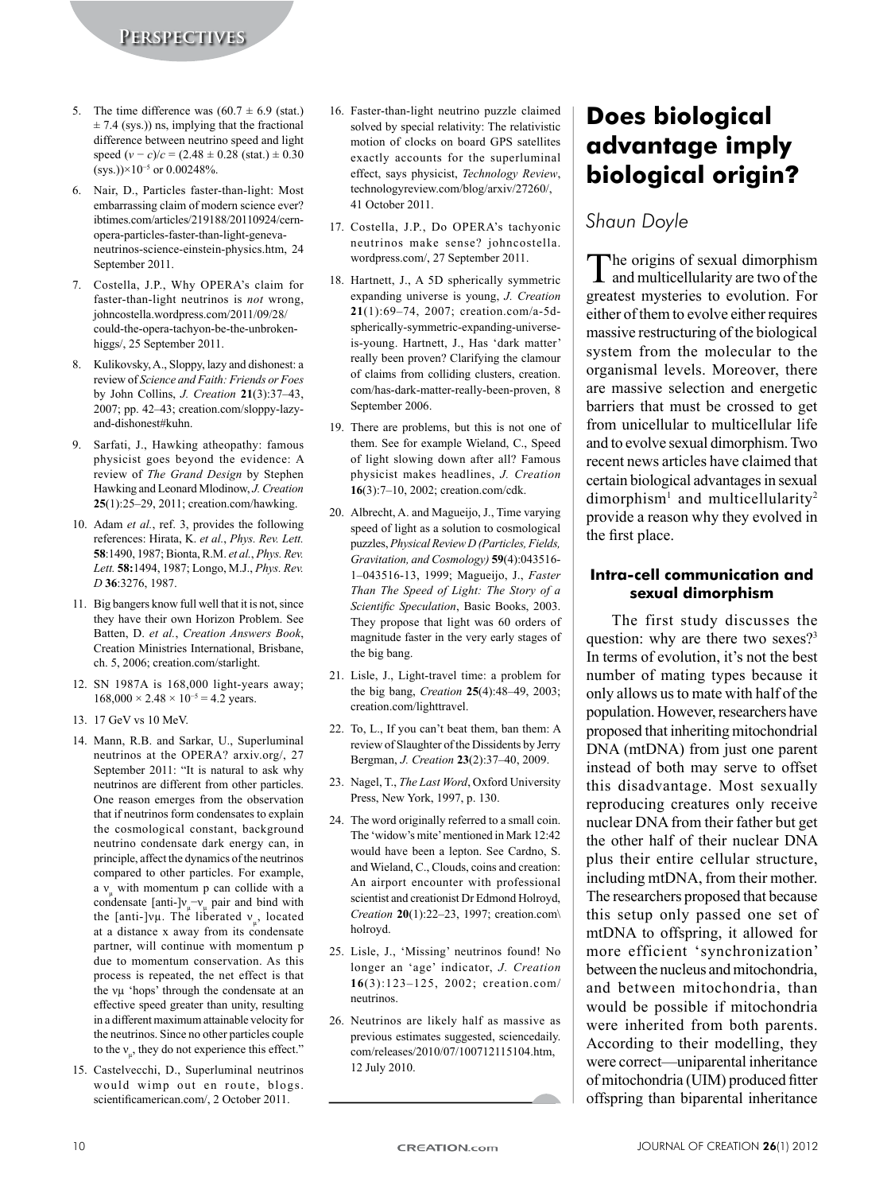5. The time difference was (60.7 ± 6.9 (stat.) ± 7.4 (sys.)) ns, implying that the fractional difference between neutrino speed and light speed $(v - c)/c$ = (2.48 ± 0.28 (stat.) ± 0.30 (sys.))$\times 10^{-5}$ or 0.00248%.
6. Nair, D., Particles faster-than-light: Most embarrassing claim of modern science ever? ibtimes.com/articles/219188/20110924/cern-opera-particles-faster-than-light-geneva-neutrinos-science-einstein-physics.htm, 24 September 2011.
7. Costella, J.P., Why OPERA's claim for faster-than-light neutrinos is *not* wrong, johncostella.wordpress.com/2011/09/28/could-the-opera-tachyon-be-the-unbroken-higgs/, 25 September 2011.
8. Kulikovsky, A., Sloppy, lazy and dishonest: a review of *Science and Faith: Friends or Foes* by John Collins, *J. Creation* **21**(3):37–43, 2007; pp. 42–43; creation.com/sloppy-lazy-and-dishonest#kuhn.
9. Sarfati, J., Hawking atheopathy: famous physicist goes beyond the evidence: A review of *The Grand Design* by Stephen Hawking and Leonard Mlodinow, *J. Creation* **25**(1):25–29, 2011; creation.com/hawking.
10. Adam *et al.*, ref. 3, provides the following references: Hirata, K. *et al.*, *Phys. Rev. Lett.* **58**:1490, 1987; Bionta, R.M. *et al.*, *Phys. Rev. Lett.* **58:**1494, 1987; Longo, M.J., *Phys. Rev. D* **36**:3276, 1987.
11. Big bangers know full well that it is not, since they have their own Horizon Problem. See Batten, D. *et al.*, *Creation Answers Book*, Creation Ministries International, Brisbane, ch. 5, 2006; creation.com/starlight.
12. SN 1987A is 168,000 light-years away; $168{,}000 \times 2.48 \times 10^{-5}$ = 4.2 years.
13. 17 GeV vs 10 MeV.
14. Mann, R.B. and Sarkar, U., Superluminal neutrinos at the OPERA? arxiv.org/, 27 September 2011: "It is natural to ask why neutrinos are different from other particles. One reason emerges from the observation that if neutrinos form condensates to explain the cosmological constant, background neutrino condensate dark energy can, in principle, affect the dynamics of the neutrinos compared to other particles. For example, a $\nu_\mu$ with momentum p can collide with a condensate [anti-]$\nu_\mu$–$\nu_\mu$ pair and bind with the [anti-]νμ. The liberated $\nu_\mu$, located at a distance x away from its condensate partner, will continue with momentum p due to momentum conservation. As this process is repeated, the net effect is that the νμ 'hops' through the condensate at an effective speed greater than unity, resulting in a different maximum attainable velocity for the neutrinos. Since no other particles couple to the $\nu_\mu$, they do not experience this effect."
15. Castelvecchi, D., Superluminal neutrinos would wimp out en route, blogs. scientificamerican.com/, 2 October 2011.
16. Faster-than-light neutrino puzzle claimed solved by special relativity: The relativistic motion of clocks on board GPS satellites exactly accounts for the superluminal effect, says physicist, *Technology Review*, technologyreview.com/blog/arxiv/27260/, 41 October 2011.
17. Costella, J.P., Do OPERA's tachyonic neutrinos make sense? johncostella. wordpress.com/, 27 September 2011.
18. Hartnett, J., A 5D spherically symmetric expanding universe is young, *J. Creation* **21**(1):69–74, 2007; creation.com/a-5d-spherically-symmetric-expanding-universe-is-young. Hartnett, J., Has 'dark matter' really been proven? Clarifying the clamour of claims from colliding clusters, creation. com/has-dark-matter-really-been-proven, 8 September 2006.
19. There are problems, but this is not one of them. See for example Wieland, C., Speed of light slowing down after all? Famous physicist makes headlines, *J. Creation* **16**(3):7–10, 2002; creation.com/cdk.
20. Albrecht, A. and Magueijo, J., Time varying speed of light as a solution to cosmological puzzles, *Physical Review D (Particles, Fields, Gravitation, and Cosmology)* **59**(4):043516-1–043516-13, 1999; Magueijo, J., *Faster Than The Speed of Light: The Story of a Scientific Speculation*, Basic Books, 2003. They propose that light was 60 orders of magnitude faster in the very early stages of the big bang.
21. Lisle, J., Light-travel time: a problem for the big bang, *Creation* **25**(4):48–49, 2003; creation.com/lighttravel.
22. To, L., If you can't beat them, ban them: A review of Slaughter of the Dissidents by Jerry Bergman, *J. Creation* **23**(2):37–40, 2009.
23. Nagel, T., *The Last Word*, Oxford University Press, New York, 1997, p. 130.
24. The word originally referred to a small coin. The 'widow's mite' mentioned in Mark 12:42 would have been a lepton. See Cardno, S. and Wieland, C., Clouds, coins and creation: An airport encounter with professional scientist and creationist Dr Edmond Holroyd, *Creation* **20**(1):22–23, 1997; creation.com\holroyd.
25. Lisle, J., 'Missing' neutrinos found! No longer an 'age' indicator, *J. Creation* **16**(3):123–125, 2002; creation.com/neutrinos.
26. Neutrinos are likely half as massive as previous estimates suggested, sciencedaily. com/releases/2010/07/100712115104.htm, 12 July 2010.

# Does biological advantage imply biological origin?

*Shaun Doyle*

The origins of sexual dimorphism and multicellularity are two of the greatest mysteries to evolution. For either of them to evolve either requires massive restructuring of the biological system from the molecular to the organismal levels. Moreover, there are massive selection and energetic barriers that must be crossed to get from unicellular to multicellular life and to evolve sexual dimorphism. Two recent news articles have claimed that certain biological advantages in sexual dimorphism[1] and multicellularity[2] provide a reason why they evolved in the first place.

## Intra-cell communication and sexual dimorphism

The first study discusses the question: why are there two sexes?[3] In terms of evolution, it's not the best number of mating types because it only allows us to mate with half of the population. However, researchers have proposed that inheriting mitochondrial DNA (mtDNA) from just one parent instead of both may serve to offset this disadvantage. Most sexually reproducing creatures only receive nuclear DNA from their father but get the other half of their nuclear DNA plus their entire cellular structure, including mtDNA, from their mother. The researchers proposed that because this setup only passed one set of mtDNA to offspring, it allowed for more efficient 'synchronization' between the nucleus and mitochondria, and between mitochondria, than would be possible if mitochondria were inherited from both parents. According to their modelling, they were correct—uniparental inheritance of mitochondria (UIM) produced fitter offspring than biparental inheritance